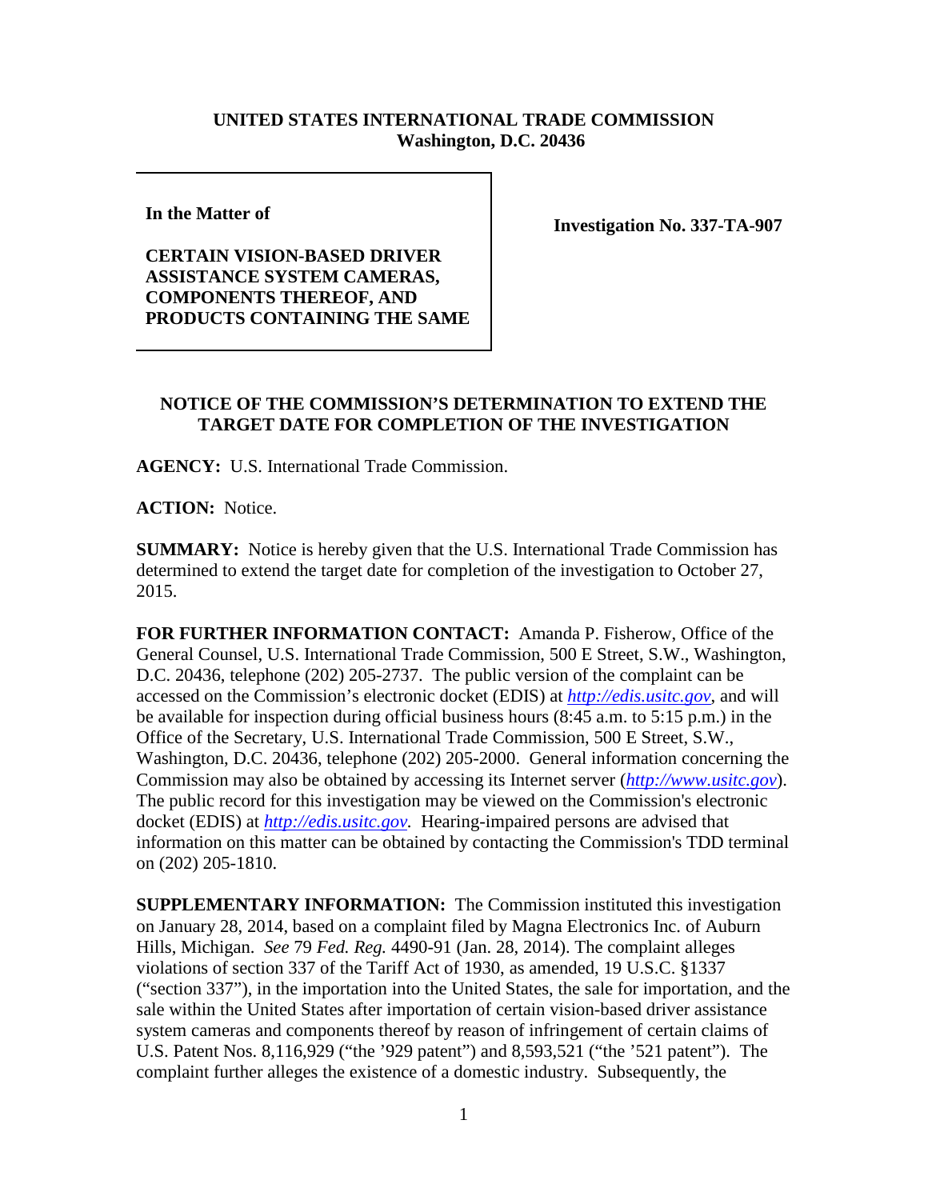**UNITED STATES INTERNATIONAL TRADE COMMISSION**
**Washington, D.C. 20436**

| **In the Matter of**<br><br>**CERTAIN VISION-BASED DRIVER ASSISTANCE SYSTEM CAMERAS, COMPONENTS THEREOF, AND PRODUCTS CONTAINING THE SAME** | **Investigation No. 337-TA-907** |
|---|---|

**NOTICE OF THE COMMISSION'S DETERMINATION TO EXTEND THE TARGET DATE FOR COMPLETION OF THE INVESTIGATION**

**AGENCY:** U.S. International Trade Commission.

**ACTION:** Notice.

**SUMMARY:** Notice is hereby given that the U.S. International Trade Commission has determined to extend the target date for completion of the investigation to October 27, 2015.

**FOR FURTHER INFORMATION CONTACT:** Amanda P. Fisherow, Office of the General Counsel, U.S. International Trade Commission, 500 E Street, S.W., Washington, D.C. 20436, telephone (202) 205-2737. The public version of the complaint can be accessed on the Commission's electronic docket (EDIS) at *http://edis.usitc.gov*, and will be available for inspection during official business hours (8:45 a.m. to 5:15 p.m.) in the Office of the Secretary, U.S. International Trade Commission, 500 E Street, S.W., Washington, D.C. 20436, telephone (202) 205-2000. General information concerning the Commission may also be obtained by accessing its Internet server (*http://www.usitc.gov*). The public record for this investigation may be viewed on the Commission's electronic docket (EDIS) at *http://edis.usitc.gov.* Hearing-impaired persons are advised that information on this matter can be obtained by contacting the Commission's TDD terminal on (202) 205-1810.

**SUPPLEMENTARY INFORMATION:** The Commission instituted this investigation on January 28, 2014, based on a complaint filed by Magna Electronics Inc. of Auburn Hills, Michigan. *See* 79 *Fed. Reg.* 4490-91 (Jan. 28, 2014). The complaint alleges violations of section 337 of the Tariff Act of 1930, as amended, 19 U.S.C. §1337 ("section 337"), in the importation into the United States, the sale for importation, and the sale within the United States after importation of certain vision-based driver assistance system cameras and components thereof by reason of infringement of certain claims of U.S. Patent Nos. 8,116,929 ("the '929 patent") and 8,593,521 ("the '521 patent"). The complaint further alleges the existence of a domestic industry. Subsequently, the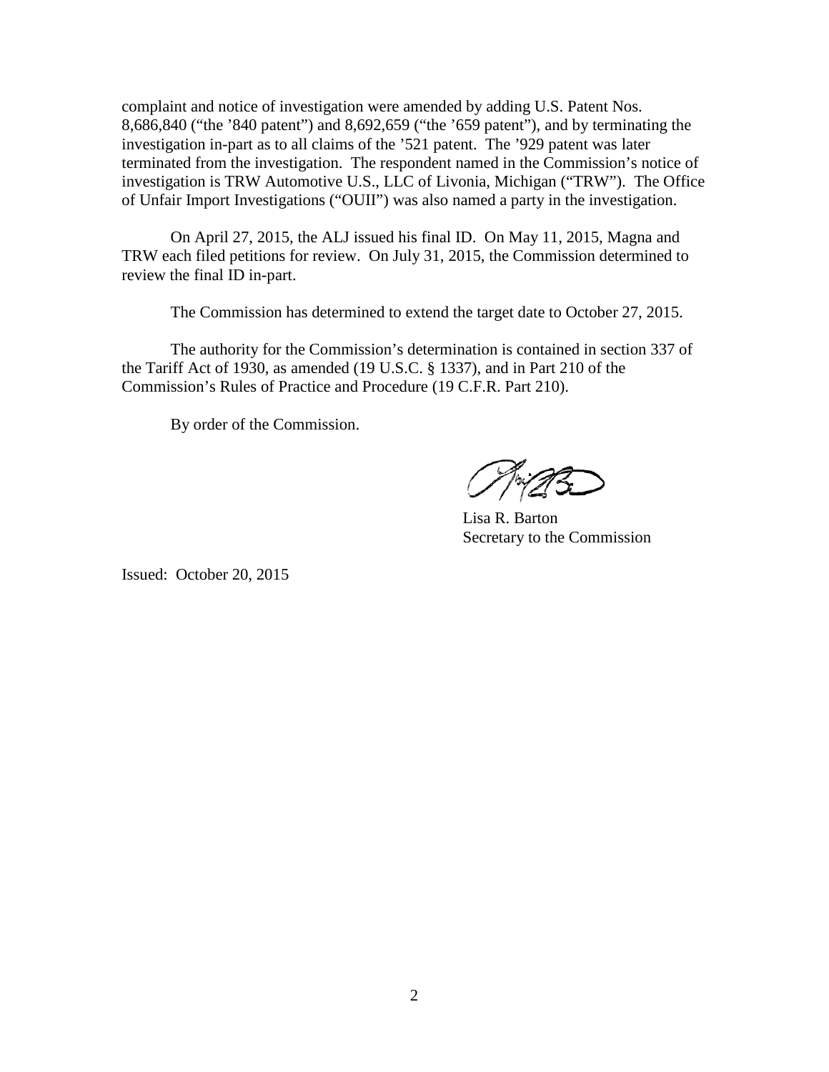complaint and notice of investigation were amended by adding U.S. Patent Nos. 8,686,840 ("the '840 patent") and 8,692,659 ("the '659 patent"), and by terminating the investigation in-part as to all claims of the '521 patent. The '929 patent was later terminated from the investigation. The respondent named in the Commission's notice of investigation is TRW Automotive U.S., LLC of Livonia, Michigan ("TRW"). The Office of Unfair Import Investigations ("OUII") was also named a party in the investigation.

On April 27, 2015, the ALJ issued his final ID. On May 11, 2015, Magna and TRW each filed petitions for review. On July 31, 2015, the Commission determined to review the final ID in-part.

The Commission has determined to extend the target date to October 27, 2015.

The authority for the Commission's determination is contained in section 337 of the Tariff Act of 1930, as amended (19 U.S.C. § 1337), and in Part 210 of the Commission's Rules of Practice and Procedure (19 C.F.R. Part 210).

By order of the Commission.

Lisa R. Barton
Secretary to the Commission

Issued: October 20, 2015